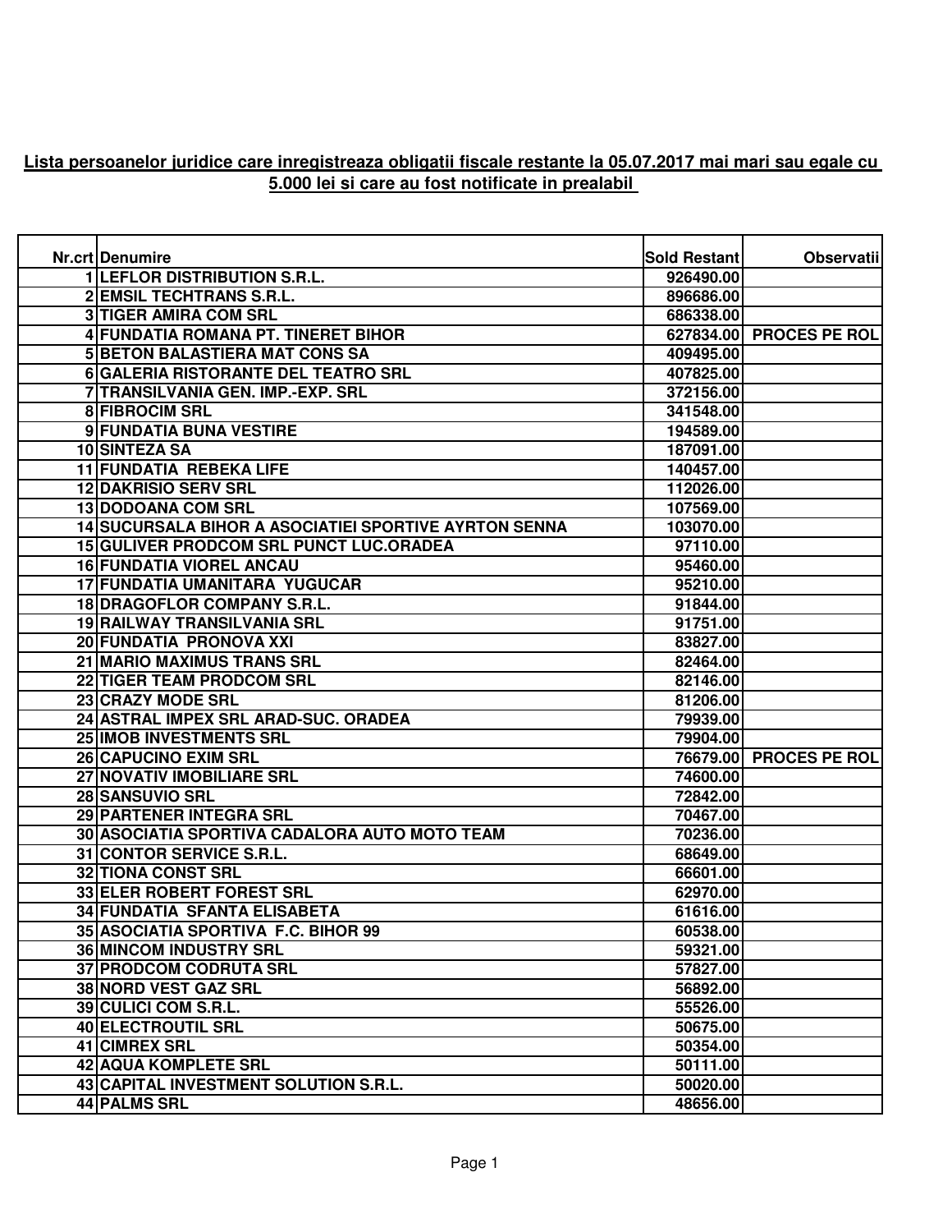**Lista persoanelor juridice care inregistreaza obligatii fiscale restante la 05.07.2017 mai mari sau egale cu 5.000 lei si care au fost notificate in prealabil**

| Nr.crt | Denumire | Sold Restant | Observatii |
|---|---|---|---|
| 1 | LEFLOR DISTRIBUTION S.R.L. | 926490.00 | |
| 2 | EMSIL TECHTRANS S.R.L. | 896686.00 | |
| 3 | TIGER AMIRA COM SRL | 686338.00 | |
| 4 | FUNDATIA ROMANA PT. TINERET BIHOR | 627834.00 | PROCES PE ROL |
| 5 | BETON BALASTIERA MAT CONS SA | 409495.00 | |
| 6 | GALERIA RISTORANTE DEL TEATRO SRL | 407825.00 | |
| 7 | TRANSILVANIA GEN. IMP.-EXP. SRL | 372156.00 | |
| 8 | FIBROCIM SRL | 341548.00 | |
| 9 | FUNDATIA BUNA VESTIRE | 194589.00 | |
| 10 | SINTEZA SA | 187091.00 | |
| 11 | FUNDATIA REBEKA LIFE | 140457.00 | |
| 12 | DAKRISIO SERV SRL | 112026.00 | |
| 13 | DODOANA COM SRL | 107569.00 | |
| 14 | SUCURSALA BIHOR A ASOCIATIEI SPORTIVE AYRTON SENNA | 103070.00 | |
| 15 | GULIVER PRODCOM SRL PUNCT LUC.ORADEA | 97110.00 | |
| 16 | FUNDATIA VIOREL ANCAU | 95460.00 | |
| 17 | FUNDATIA UMANITARA YUGUCAR | 95210.00 | |
| 18 | DRAGOFLOR COMPANY S.R.L. | 91844.00 | |
| 19 | RAILWAY TRANSILVANIA SRL | 91751.00 | |
| 20 | FUNDATIA PRONOVA XXI | 83827.00 | |
| 21 | MARIO MAXIMUS TRANS SRL | 82464.00 | |
| 22 | TIGER TEAM PRODCOM SRL | 82146.00 | |
| 23 | CRAZY MODE SRL | 81206.00 | |
| 24 | ASTRAL IMPEX SRL ARAD-SUC. ORADEA | 79939.00 | |
| 25 | IMOB INVESTMENTS SRL | 79904.00 | |
| 26 | CAPUCINO EXIM SRL | 76679.00 | PROCES PE ROL |
| 27 | NOVATIV IMOBILIARE SRL | 74600.00 | |
| 28 | SANSUVIO SRL | 72842.00 | |
| 29 | PARTENER INTEGRA SRL | 70467.00 | |
| 30 | ASOCIATIA SPORTIVA CADALORA AUTO MOTO TEAM | 70236.00 | |
| 31 | CONTOR SERVICE S.R.L. | 68649.00 | |
| 32 | TIONA CONST SRL | 66601.00 | |
| 33 | ELER ROBERT FOREST SRL | 62970.00 | |
| 34 | FUNDATIA SFANTA ELISABETA | 61616.00 | |
| 35 | ASOCIATIA SPORTIVA F.C. BIHOR 99 | 60538.00 | |
| 36 | MINCOM INDUSTRY SRL | 59321.00 | |
| 37 | PRODCOM CODRUTA SRL | 57827.00 | |
| 38 | NORD VEST GAZ SRL | 56892.00 | |
| 39 | CULICI COM S.R.L. | 55526.00 | |
| 40 | ELECTROUTIL SRL | 50675.00 | |
| 41 | CIMREX SRL | 50354.00 | |
| 42 | AQUA KOMPLETE SRL | 50111.00 | |
| 43 | CAPITAL INVESTMENT SOLUTION S.R.L. | 50020.00 | |
| 44 | PALMS SRL | 48656.00 | |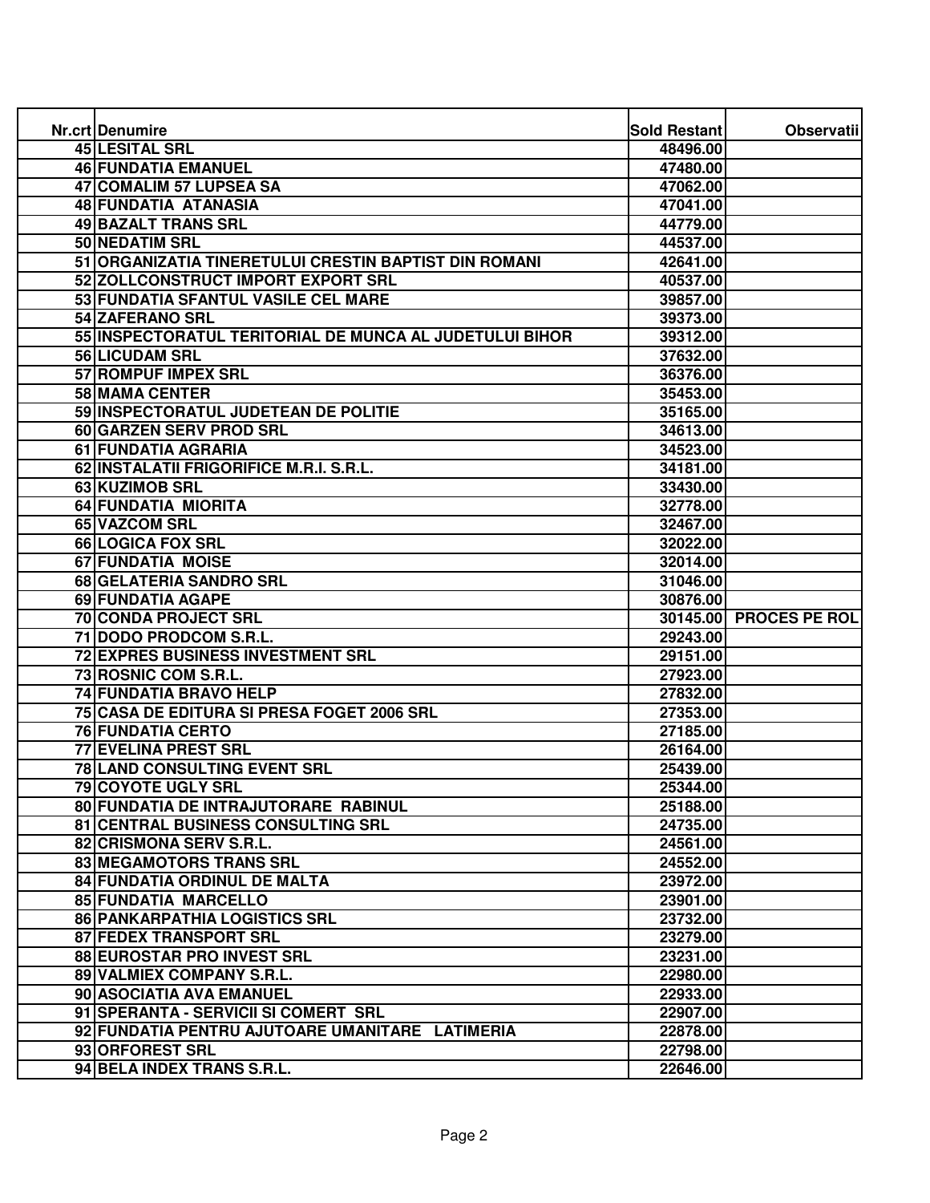| Nr.crt | Denumire | Sold Restant | Observatii |
|---|---|---|---|
| 45 | LESITAL SRL | 48496.00 | |
| 46 | FUNDATIA EMANUEL | 47480.00 | |
| 47 | COMALIM 57 LUPSEA SA | 47062.00 | |
| 48 | FUNDATIA ATANASIA | 47041.00 | |
| 49 | BAZALT TRANS SRL | 44779.00 | |
| 50 | NEDATIM SRL | 44537.00 | |
| 51 | ORGANIZATIA TINERETULUI CRESTIN BAPTIST DIN ROMANI | 42641.00 | |
| 52 | ZOLLCONSTRUCT IMPORT EXPORT SRL | 40537.00 | |
| 53 | FUNDATIA SFANTUL VASILE CEL MARE | 39857.00 | |
| 54 | ZAFERANO SRL | 39373.00 | |
| 55 | INSPECTORATUL TERITORIAL DE MUNCA AL JUDETULUI BIHOR | 39312.00 | |
| 56 | LICUDAM SRL | 37632.00 | |
| 57 | ROMPUF IMPEX SRL | 36376.00 | |
| 58 | MAMA CENTER | 35453.00 | |
| 59 | INSPECTORATUL JUDETEAN DE POLITIE | 35165.00 | |
| 60 | GARZEN SERV PROD SRL | 34613.00 | |
| 61 | FUNDATIA AGRARIA | 34523.00 | |
| 62 | INSTALATII FRIGORIFICE M.R.I. S.R.L. | 34181.00 | |
| 63 | KUZIMOB SRL | 33430.00 | |
| 64 | FUNDATIA MIORITA | 32778.00 | |
| 65 | VAZCOM SRL | 32467.00 | |
| 66 | LOGICA FOX SRL | 32022.00 | |
| 67 | FUNDATIA MOISE | 32014.00 | |
| 68 | GELATERIA SANDRO SRL | 31046.00 | |
| 69 | FUNDATIA AGAPE | 30876.00 | |
| 70 | CONDA PROJECT SRL | 30145.00 | PROCES PE ROL |
| 71 | DODO PRODCOM S.R.L. | 29243.00 | |
| 72 | EXPRES BUSINESS INVESTMENT SRL | 29151.00 | |
| 73 | ROSNIC COM S.R.L. | 27923.00 | |
| 74 | FUNDATIA BRAVO HELP | 27832.00 | |
| 75 | CASA DE EDITURA SI PRESA FOGET 2006 SRL | 27353.00 | |
| 76 | FUNDATIA CERTO | 27185.00 | |
| 77 | EVELINA PREST SRL | 26164.00 | |
| 78 | LAND CONSULTING EVENT SRL | 25439.00 | |
| 79 | COYOTE UGLY SRL | 25344.00 | |
| 80 | FUNDATIA DE INTRAJUTORARE RABINUL | 25188.00 | |
| 81 | CENTRAL BUSINESS CONSULTING SRL | 24735.00 | |
| 82 | CRISMONA SERV S.R.L. | 24561.00 | |
| 83 | MEGAMOTORS TRANS SRL | 24552.00 | |
| 84 | FUNDATIA ORDINUL DE MALTA | 23972.00 | |
| 85 | FUNDATIA MARCELLO | 23901.00 | |
| 86 | PANKARPATHIA LOGISTICS SRL | 23732.00 | |
| 87 | FEDEX TRANSPORT SRL | 23279.00 | |
| 88 | EUROSTAR PRO INVEST SRL | 23231.00 | |
| 89 | VALMIEX COMPANY S.R.L. | 22980.00 | |
| 90 | ASOCIATIA AVA EMANUEL | 22933.00 | |
| 91 | SPERANTA - SERVICII SI COMERT SRL | 22907.00 | |
| 92 | FUNDATIA PENTRU AJUTOARE UMANITARE LATIMERIA | 22878.00 | |
| 93 | ORFOREST SRL | 22798.00 | |
| 94 | BELA INDEX TRANS S.R.L. | 22646.00 | |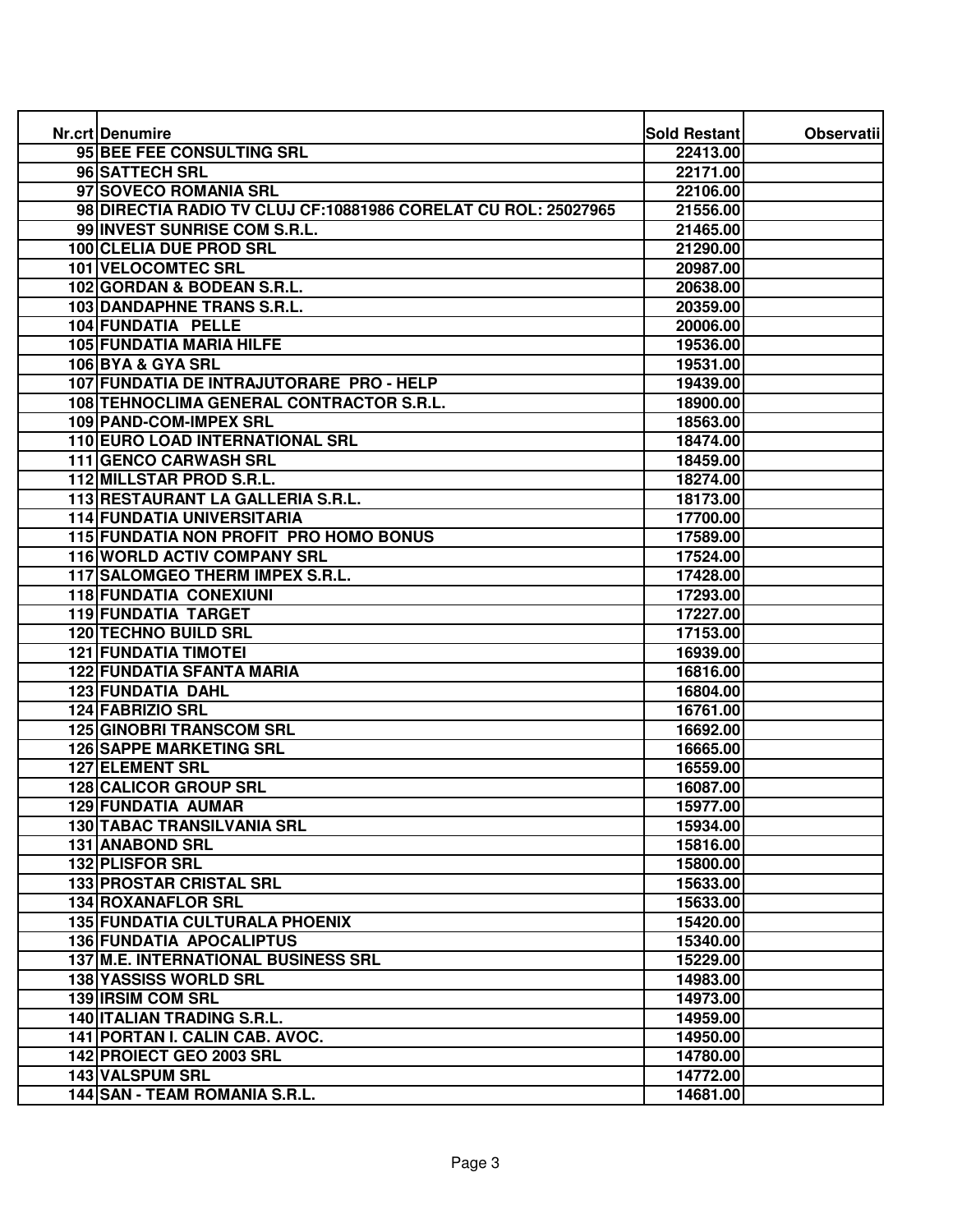| Nr.crt | Denumire | Sold Restant | Observatii |
| --- | --- | --- | --- |
| 95 | BEE FEE CONSULTING SRL | 22413.00 | |
| 96 | SATTECH SRL | 22171.00 | |
| 97 | SOVECO ROMANIA SRL | 22106.00 | |
| 98 | DIRECTIA RADIO TV CLUJ CF:10881986 CORELAT CU ROL: 25027965 | 21556.00 | |
| 99 | INVEST SUNRISE COM S.R.L. | 21465.00 | |
| 100 | CLELIA DUE PROD SRL | 21290.00 | |
| 101 | VELOCOMTEC SRL | 20987.00 | |
| 102 | GORDAN & BODEAN S.R.L. | 20638.00 | |
| 103 | DANDAPHNE TRANS S.R.L. | 20359.00 | |
| 104 | FUNDATIA PELLE | 20006.00 | |
| 105 | FUNDATIA MARIA HILFE | 19536.00 | |
| 106 | BYA & GYA SRL | 19531.00 | |
| 107 | FUNDATIA DE INTRAJUTORARE PRO - HELP | 19439.00 | |
| 108 | TEHNOCLIMA GENERAL CONTRACTOR S.R.L. | 18900.00 | |
| 109 | PAND-COM-IMPEX SRL | 18563.00 | |
| 110 | EURO LOAD INTERNATIONAL SRL | 18474.00 | |
| 111 | GENCO CARWASH SRL | 18459.00 | |
| 112 | MILLSTAR PROD S.R.L. | 18274.00 | |
| 113 | RESTAURANT LA GALLERIA S.R.L. | 18173.00 | |
| 114 | FUNDATIA UNIVERSITARIA | 17700.00 | |
| 115 | FUNDATIA NON PROFIT PRO HOMO BONUS | 17589.00 | |
| 116 | WORLD ACTIV COMPANY SRL | 17524.00 | |
| 117 | SALOMGEO THERM IMPEX S.R.L. | 17428.00 | |
| 118 | FUNDATIA CONEXIUNI | 17293.00 | |
| 119 | FUNDATIA TARGET | 17227.00 | |
| 120 | TECHNO BUILD SRL | 17153.00 | |
| 121 | FUNDATIA TIMOTEI | 16939.00 | |
| 122 | FUNDATIA SFANTA MARIA | 16816.00 | |
| 123 | FUNDATIA DAHL | 16804.00 | |
| 124 | FABRIZIO SRL | 16761.00 | |
| 125 | GINOBRI TRANSCOM SRL | 16692.00 | |
| 126 | SAPPE MARKETING SRL | 16665.00 | |
| 127 | ELEMENT SRL | 16559.00 | |
| 128 | CALICOR GROUP SRL | 16087.00 | |
| 129 | FUNDATIA AUMAR | 15977.00 | |
| 130 | TABAC TRANSILVANIA SRL | 15934.00 | |
| 131 | ANABOND SRL | 15816.00 | |
| 132 | PLISFOR SRL | 15800.00 | |
| 133 | PROSTAR CRISTAL SRL | 15633.00 | |
| 134 | ROXANAFLOR SRL | 15633.00 | |
| 135 | FUNDATIA CULTURALA PHOENIX | 15420.00 | |
| 136 | FUNDATIA APOCALIPTUS | 15340.00 | |
| 137 | M.E. INTERNATIONAL BUSINESS SRL | 15229.00 | |
| 138 | YASSISS WORLD SRL | 14983.00 | |
| 139 | IRSIM COM SRL | 14973.00 | |
| 140 | ITALIAN TRADING S.R.L. | 14959.00 | |
| 141 | PORTAN I. CALIN CAB. AVOC. | 14950.00 | |
| 142 | PROIECT GEO 2003 SRL | 14780.00 | |
| 143 | VALSPUM SRL | 14772.00 | |
| 144 | SAN - TEAM ROMANIA S.R.L. | 14681.00 | |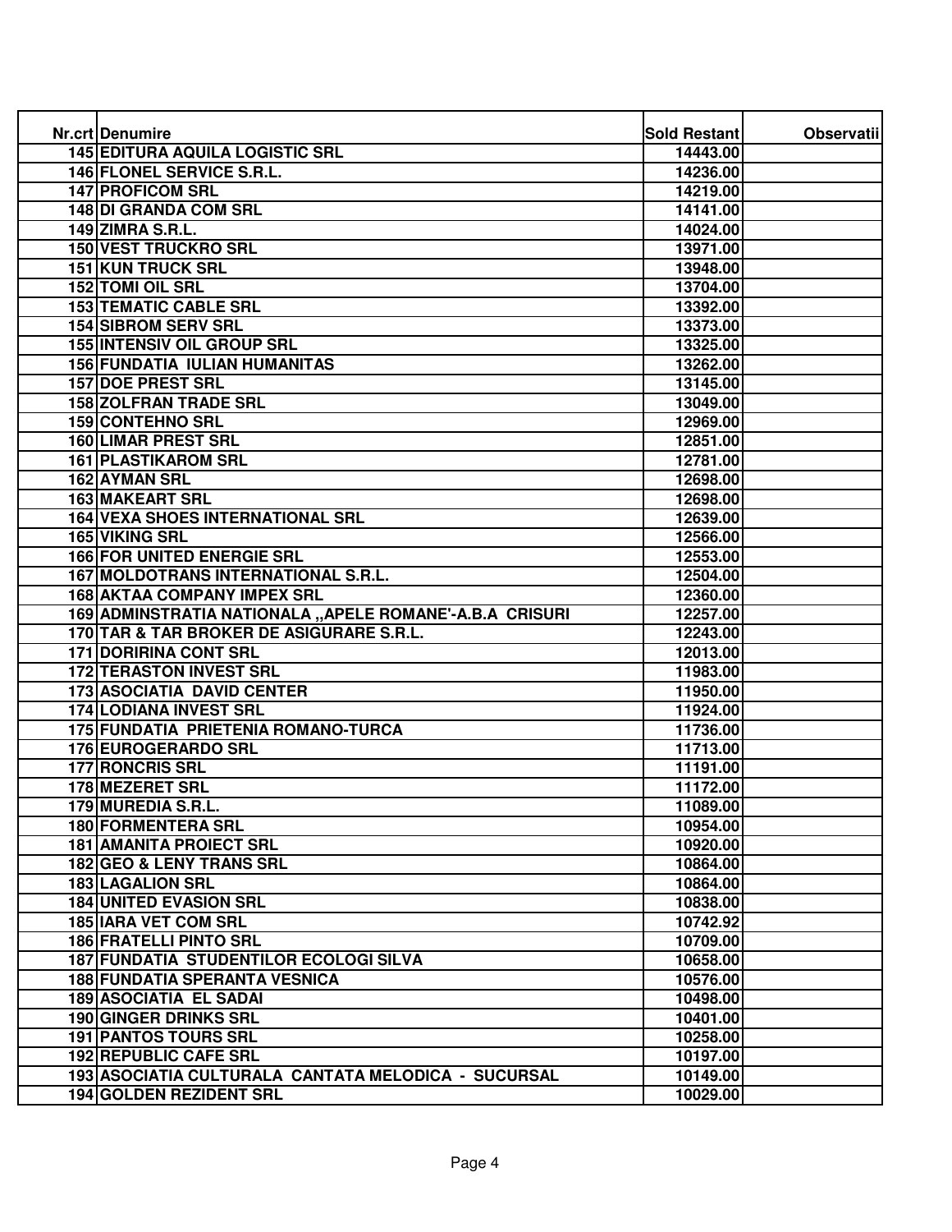| Nr.crt | Denumire | Sold Restant | Observatii |
|---|---|---|---|
| 145 | EDITURA AQUILA LOGISTIC SRL | 14443.00 | |
| 146 | FLONEL SERVICE S.R.L. | 14236.00 | |
| 147 | PROFICOM SRL | 14219.00 | |
| 148 | DI GRANDA COM SRL | 14141.00 | |
| 149 | ZIMRA S.R.L. | 14024.00 | |
| 150 | VEST TRUCKRO SRL | 13971.00 | |
| 151 | KUN TRUCK SRL | 13948.00 | |
| 152 | TOMI OIL SRL | 13704.00 | |
| 153 | TEMATIC CABLE SRL | 13392.00 | |
| 154 | SIBROM SERV SRL | 13373.00 | |
| 155 | INTENSIV OIL GROUP SRL | 13325.00 | |
| 156 | FUNDATIA IULIAN HUMANITAS | 13262.00 | |
| 157 | DOE PREST SRL | 13145.00 | |
| 158 | ZOLFRAN TRADE SRL | 13049.00 | |
| 159 | CONTEHNO SRL | 12969.00 | |
| 160 | LIMAR PREST SRL | 12851.00 | |
| 161 | PLASTIKAROM SRL | 12781.00 | |
| 162 | AYMAN SRL | 12698.00 | |
| 163 | MAKEART SRL | 12698.00 | |
| 164 | VEXA SHOES INTERNATIONAL SRL | 12639.00 | |
| 165 | VIKING SRL | 12566.00 | |
| 166 | FOR UNITED ENERGIE SRL | 12553.00 | |
| 167 | MOLDOTRANS INTERNATIONAL S.R.L. | 12504.00 | |
| 168 | AKTAA COMPANY IMPEX SRL | 12360.00 | |
| 169 | ADMINSTRATIA NATIONALA ,,APELE ROMANE'-A.B.A CRISURI | 12257.00 | |
| 170 | TAR & TAR BROKER DE ASIGURARE S.R.L. | 12243.00 | |
| 171 | DORIRINA CONT SRL | 12013.00 | |
| 172 | TERASTON INVEST SRL | 11983.00 | |
| 173 | ASOCIATIA DAVID CENTER | 11950.00 | |
| 174 | LODIANA INVEST SRL | 11924.00 | |
| 175 | FUNDATIA PRIETENIA ROMANO-TURCA | 11736.00 | |
| 176 | EUROGERARDO SRL | 11713.00 | |
| 177 | RONCRIS SRL | 11191.00 | |
| 178 | MEZERET SRL | 11172.00 | |
| 179 | MUREDIA S.R.L. | 11089.00 | |
| 180 | FORMENTERA SRL | 10954.00 | |
| 181 | AMANITA PROIECT SRL | 10920.00 | |
| 182 | GEO & LENY TRANS SRL | 10864.00 | |
| 183 | LAGALION SRL | 10864.00 | |
| 184 | UNITED EVASION SRL | 10838.00 | |
| 185 | IARA VET COM SRL | 10742.92 | |
| 186 | FRATELLI PINTO SRL | 10709.00 | |
| 187 | FUNDATIA STUDENTILOR ECOLOGI SILVA | 10658.00 | |
| 188 | FUNDATIA SPERANTA VESNICA | 10576.00 | |
| 189 | ASOCIATIA EL SADAI | 10498.00 | |
| 190 | GINGER DRINKS SRL | 10401.00 | |
| 191 | PANTOS TOURS SRL | 10258.00 | |
| 192 | REPUBLIC CAFE SRL | 10197.00 | |
| 193 | ASOCIATIA CULTURALA CANTATA MELODICA - SUCURSAL | 10149.00 | |
| 194 | GOLDEN REZIDENT SRL | 10029.00 | |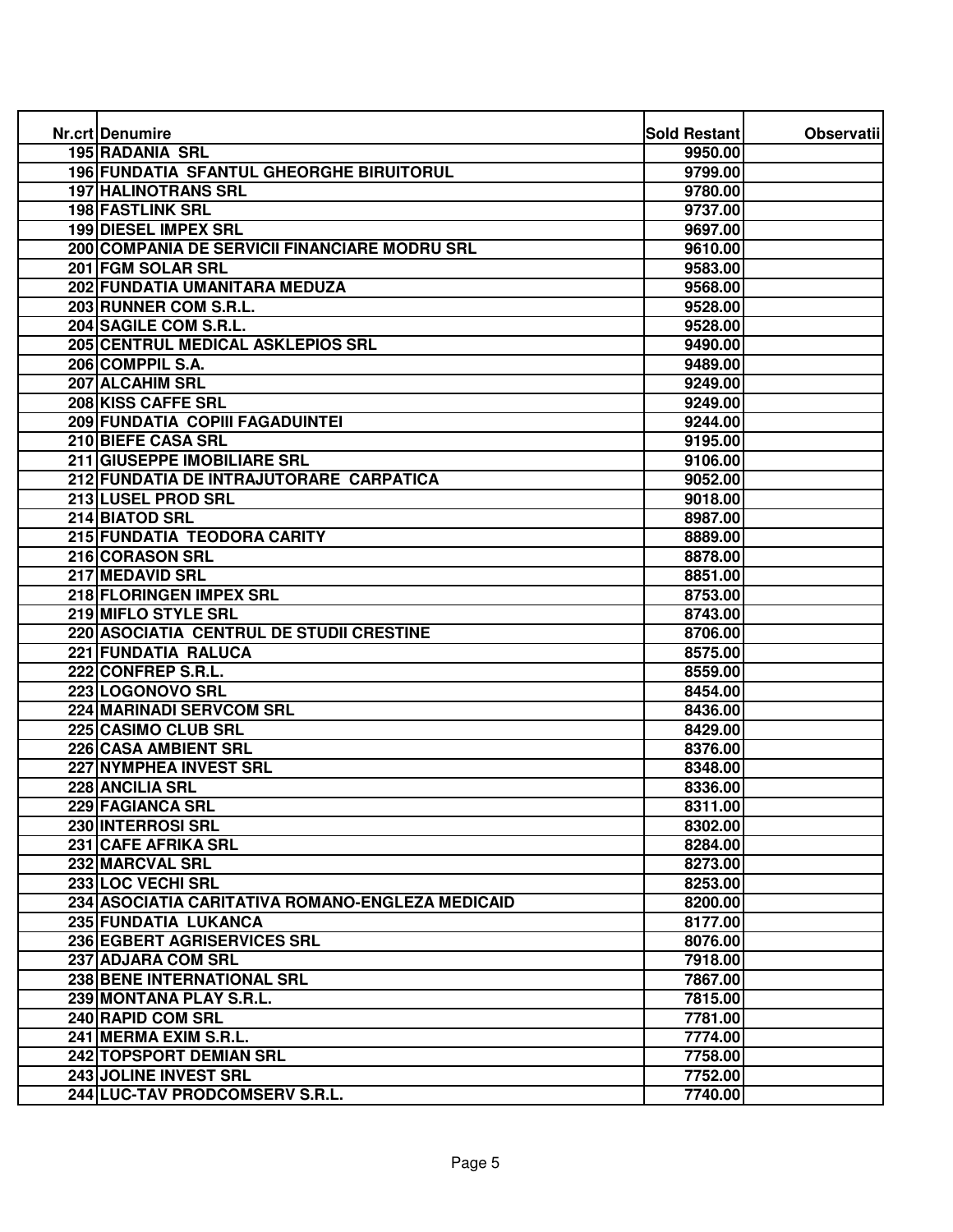| Nr.crt | Denumire | Sold Restant | Observatii |
|---|---|---|---|
| 195 | RADANIA SRL | 9950.00 | |
| 196 | FUNDATIA SFANTUL GHEORGHE BIRUITORUL | 9799.00 | |
| 197 | HALINOTRANS SRL | 9780.00 | |
| 198 | FASTLINK SRL | 9737.00 | |
| 199 | DIESEL IMPEX SRL | 9697.00 | |
| 200 | COMPANIA DE SERVICII FINANCIARE MODRU SRL | 9610.00 | |
| 201 | FGM SOLAR SRL | 9583.00 | |
| 202 | FUNDATIA UMANITARA MEDUZA | 9568.00 | |
| 203 | RUNNER COM S.R.L. | 9528.00 | |
| 204 | SAGILE COM S.R.L. | 9528.00 | |
| 205 | CENTRUL MEDICAL ASKLEPIOS SRL | 9490.00 | |
| 206 | COMPPIL S.A. | 9489.00 | |
| 207 | ALCAHIM SRL | 9249.00 | |
| 208 | KISS CAFFE SRL | 9249.00 | |
| 209 | FUNDATIA COPIII FAGADUINTEI | 9244.00 | |
| 210 | BIEFE CASA SRL | 9195.00 | |
| 211 | GIUSEPPE IMOBILIARE SRL | 9106.00 | |
| 212 | FUNDATIA DE INTRAJUTORARE CARPATICA | 9052.00 | |
| 213 | LUSEL PROD SRL | 9018.00 | |
| 214 | BIATOD SRL | 8987.00 | |
| 215 | FUNDATIA TEODORA CARITY | 8889.00 | |
| 216 | CORASON SRL | 8878.00 | |
| 217 | MEDAVID SRL | 8851.00 | |
| 218 | FLORINGEN IMPEX SRL | 8753.00 | |
| 219 | MIFLO STYLE SRL | 8743.00 | |
| 220 | ASOCIATIA CENTRUL DE STUDII CRESTINE | 8706.00 | |
| 221 | FUNDATIA RALUCA | 8575.00 | |
| 222 | CONFREP S.R.L. | 8559.00 | |
| 223 | LOGONOVO SRL | 8454.00 | |
| 224 | MARINADI SERVCOM SRL | 8436.00 | |
| 225 | CASIMO CLUB SRL | 8429.00 | |
| 226 | CASA AMBIENT SRL | 8376.00 | |
| 227 | NYMPHEA INVEST SRL | 8348.00 | |
| 228 | ANCILIA SRL | 8336.00 | |
| 229 | FAGIANCA SRL | 8311.00 | |
| 230 | INTERROSI SRL | 8302.00 | |
| 231 | CAFE AFRIKA SRL | 8284.00 | |
| 232 | MARCVAL SRL | 8273.00 | |
| 233 | LOC VECHI SRL | 8253.00 | |
| 234 | ASOCIATIA CARITATIVA ROMANO-ENGLEZA MEDICAID | 8200.00 | |
| 235 | FUNDATIA LUKANCA | 8177.00 | |
| 236 | EGBERT AGRISERVICES SRL | 8076.00 | |
| 237 | ADJARA COM SRL | 7918.00 | |
| 238 | BENE INTERNATIONAL SRL | 7867.00 | |
| 239 | MONTANA PLAY S.R.L. | 7815.00 | |
| 240 | RAPID COM SRL | 7781.00 | |
| 241 | MERMA EXIM S.R.L. | 7774.00 | |
| 242 | TOPSPORT DEMIAN SRL | 7758.00 | |
| 243 | JOLINE INVEST SRL | 7752.00 | |
| 244 | LUC-TAV PRODCOMSERV S.R.L. | 7740.00 | |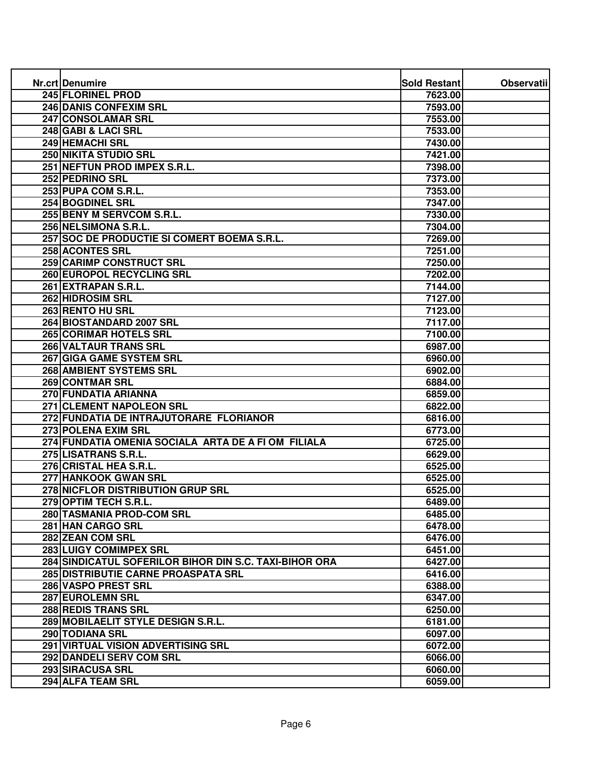| Nr.crt | Denumire | Sold Restant | Observatii |
|---|---|---|---|
| 245 | FLORINEL PROD | 7623.00 | |
| 246 | DANIS CONFEXIM SRL | 7593.00 | |
| 247 | CONSOLAMAR SRL | 7553.00 | |
| 248 | GABI & LACI SRL | 7533.00 | |
| 249 | HEMACHI SRL | 7430.00 | |
| 250 | NIKITA STUDIO SRL | 7421.00 | |
| 251 | NEFTUN PROD IMPEX S.R.L. | 7398.00 | |
| 252 | PEDRINO SRL | 7373.00 | |
| 253 | PUPA COM S.R.L. | 7353.00 | |
| 254 | BOGDINEL SRL | 7347.00 | |
| 255 | BENY M SERVCOM S.R.L. | 7330.00 | |
| 256 | NELSIMONA S.R.L. | 7304.00 | |
| 257 | SOC DE PRODUCTIE SI COMERT BOEMA S.R.L. | 7269.00 | |
| 258 | ACONTES SRL | 7251.00 | |
| 259 | CARIMP CONSTRUCT SRL | 7250.00 | |
| 260 | EUROPOL RECYCLING SRL | 7202.00 | |
| 261 | EXTRAPAN S.R.L. | 7144.00 | |
| 262 | HIDROSIM SRL | 7127.00 | |
| 263 | RENTO HU SRL | 7123.00 | |
| 264 | BIOSTANDARD 2007 SRL | 7117.00 | |
| 265 | CORIMAR HOTELS SRL | 7100.00 | |
| 266 | VALTAUR TRANS SRL | 6987.00 | |
| 267 | GIGA GAME SYSTEM SRL | 6960.00 | |
| 268 | AMBIENT SYSTEMS SRL | 6902.00 | |
| 269 | CONTMAR SRL | 6884.00 | |
| 270 | FUNDATIA ARIANNA | 6859.00 | |
| 271 | CLEMENT NAPOLEON SRL | 6822.00 | |
| 272 | FUNDATIA DE INTRAJUTORARE FLORIANOR | 6816.00 | |
| 273 | POLENA EXIM SRL | 6773.00 | |
| 274 | FUNDATIA OMENIA SOCIALA ARTA DE A FI OM FILIALA | 6725.00 | |
| 275 | LISATRANS S.R.L. | 6629.00 | |
| 276 | CRISTAL HEA S.R.L. | 6525.00 | |
| 277 | HANKOOK GWAN SRL | 6525.00 | |
| 278 | NICFLOR DISTRIBUTION GRUP SRL | 6525.00 | |
| 279 | OPTIM TECH S.R.L. | 6489.00 | |
| 280 | TASMANIA PROD-COM SRL | 6485.00 | |
| 281 | HAN CARGO SRL | 6478.00 | |
| 282 | ZEAN COM SRL | 6476.00 | |
| 283 | LUIGY COMIMPEX SRL | 6451.00 | |
| 284 | SINDICATUL SOFERILOR BIHOR DIN S.C. TAXI-BIHOR ORA | 6427.00 | |
| 285 | DISTRIBUTIE CARNE PROASPATA SRL | 6416.00 | |
| 286 | VASPO PREST SRL | 6388.00 | |
| 287 | EUROLEMN SRL | 6347.00 | |
| 288 | REDIS TRANS SRL | 6250.00 | |
| 289 | MOBILAELIT STYLE DESIGN S.R.L. | 6181.00 | |
| 290 | TODIANA SRL | 6097.00 | |
| 291 | VIRTUAL VISION ADVERTISING SRL | 6072.00 | |
| 292 | DANDELI SERV COM SRL | 6066.00 | |
| 293 | SIRACUSA SRL | 6060.00 | |
| 294 | ALFA TEAM SRL | 6059.00 | |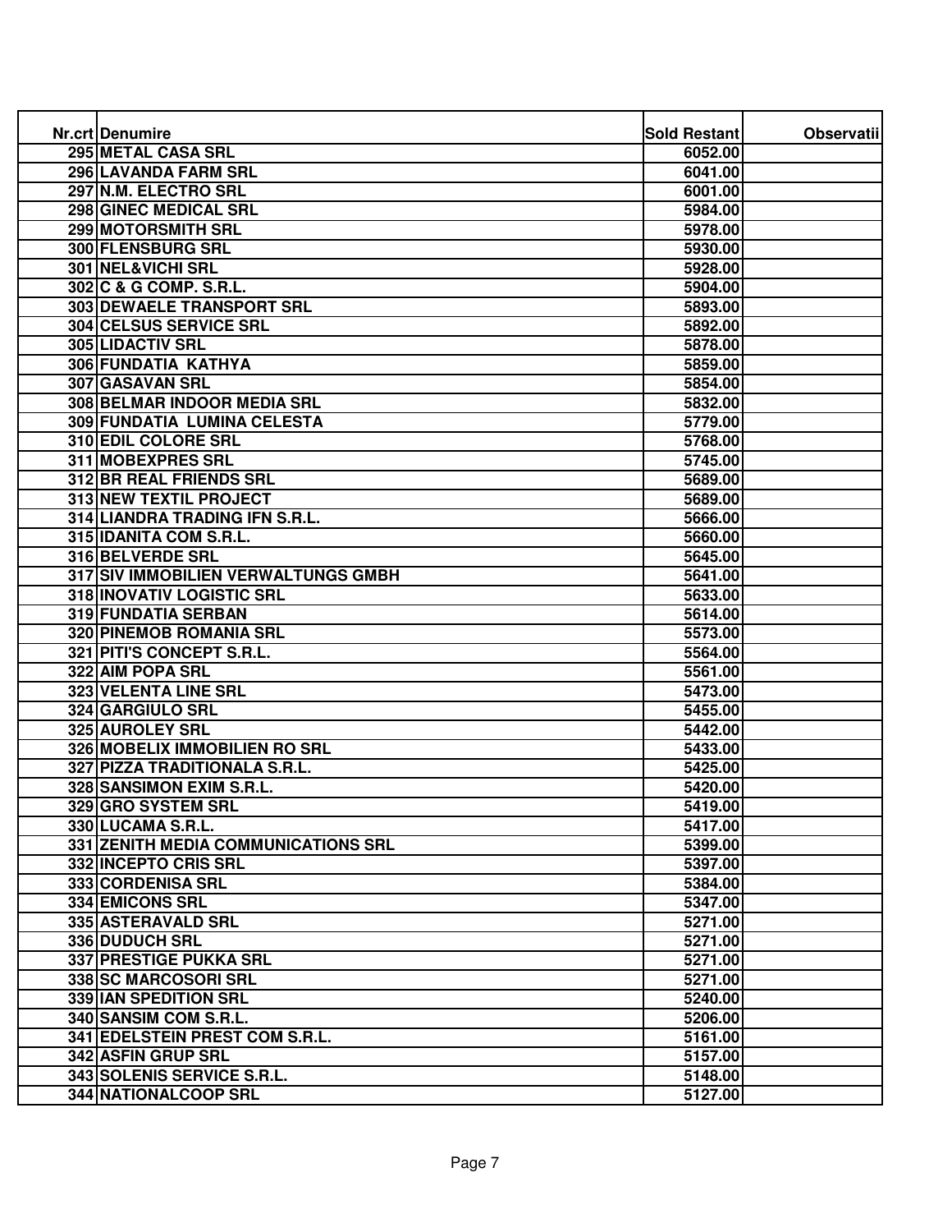| Nr.crt | Denumire | Sold Restant | Observatii |
|---|---|---|---|
| 295 | METAL CASA SRL | 6052.00 | |
| 296 | LAVANDA FARM SRL | 6041.00 | |
| 297 | N.M. ELECTRO SRL | 6001.00 | |
| 298 | GINEC MEDICAL SRL | 5984.00 | |
| 299 | MOTORSMITH SRL | 5978.00 | |
| 300 | FLENSBURG SRL | 5930.00 | |
| 301 | NEL&VICHI SRL | 5928.00 | |
| 302 | C & G COMP. S.R.L. | 5904.00 | |
| 303 | DEWAELE TRANSPORT SRL | 5893.00 | |
| 304 | CELSUS SERVICE SRL | 5892.00 | |
| 305 | LIDACTIV SRL | 5878.00 | |
| 306 | FUNDATIA KATHYA | 5859.00 | |
| 307 | GASAVAN SRL | 5854.00 | |
| 308 | BELMAR INDOOR MEDIA SRL | 5832.00 | |
| 309 | FUNDATIA LUMINA CELESTA | 5779.00 | |
| 310 | EDIL COLORE SRL | 5768.00 | |
| 311 | MOBEXPRES SRL | 5745.00 | |
| 312 | BR REAL FRIENDS SRL | 5689.00 | |
| 313 | NEW TEXTIL PROJECT | 5689.00 | |
| 314 | LIANDRA TRADING IFN S.R.L. | 5666.00 | |
| 315 | IDANITA COM S.R.L. | 5660.00 | |
| 316 | BELVERDE SRL | 5645.00 | |
| 317 | SIV IMMOBILIEN VERWALTUNGS GMBH | 5641.00 | |
| 318 | INOVATIV LOGISTIC SRL | 5633.00 | |
| 319 | FUNDATIA SERBAN | 5614.00 | |
| 320 | PINEMOB ROMANIA SRL | 5573.00 | |
| 321 | PITI'S CONCEPT S.R.L. | 5564.00 | |
| 322 | AIM POPA SRL | 5561.00 | |
| 323 | VELENTA LINE SRL | 5473.00 | |
| 324 | GARGIULO SRL | 5455.00 | |
| 325 | AUROLEY SRL | 5442.00 | |
| 326 | MOBELIX IMMOBILIEN RO SRL | 5433.00 | |
| 327 | PIZZA TRADITIONALA S.R.L. | 5425.00 | |
| 328 | SANSIMON EXIM S.R.L. | 5420.00 | |
| 329 | GRO SYSTEM SRL | 5419.00 | |
| 330 | LUCAMA S.R.L. | 5417.00 | |
| 331 | ZENITH MEDIA COMMUNICATIONS SRL | 5399.00 | |
| 332 | INCEPTO CRIS SRL | 5397.00 | |
| 333 | CORDENISA SRL | 5384.00 | |
| 334 | EMICONS SRL | 5347.00 | |
| 335 | ASTERAVALD SRL | 5271.00 | |
| 336 | DUDUCH SRL | 5271.00 | |
| 337 | PRESTIGE PUKKA SRL | 5271.00 | |
| 338 | SC MARCOSORI SRL | 5271.00 | |
| 339 | IAN SPEDITION SRL | 5240.00 | |
| 340 | SANSIM COM S.R.L. | 5206.00 | |
| 341 | EDELSTEIN PREST COM S.R.L. | 5161.00 | |
| 342 | ASFIN GRUP SRL | 5157.00 | |
| 343 | SOLENIS SERVICE S.R.L. | 5148.00 | |
| 344 | NATIONALCOOP SRL | 5127.00 | |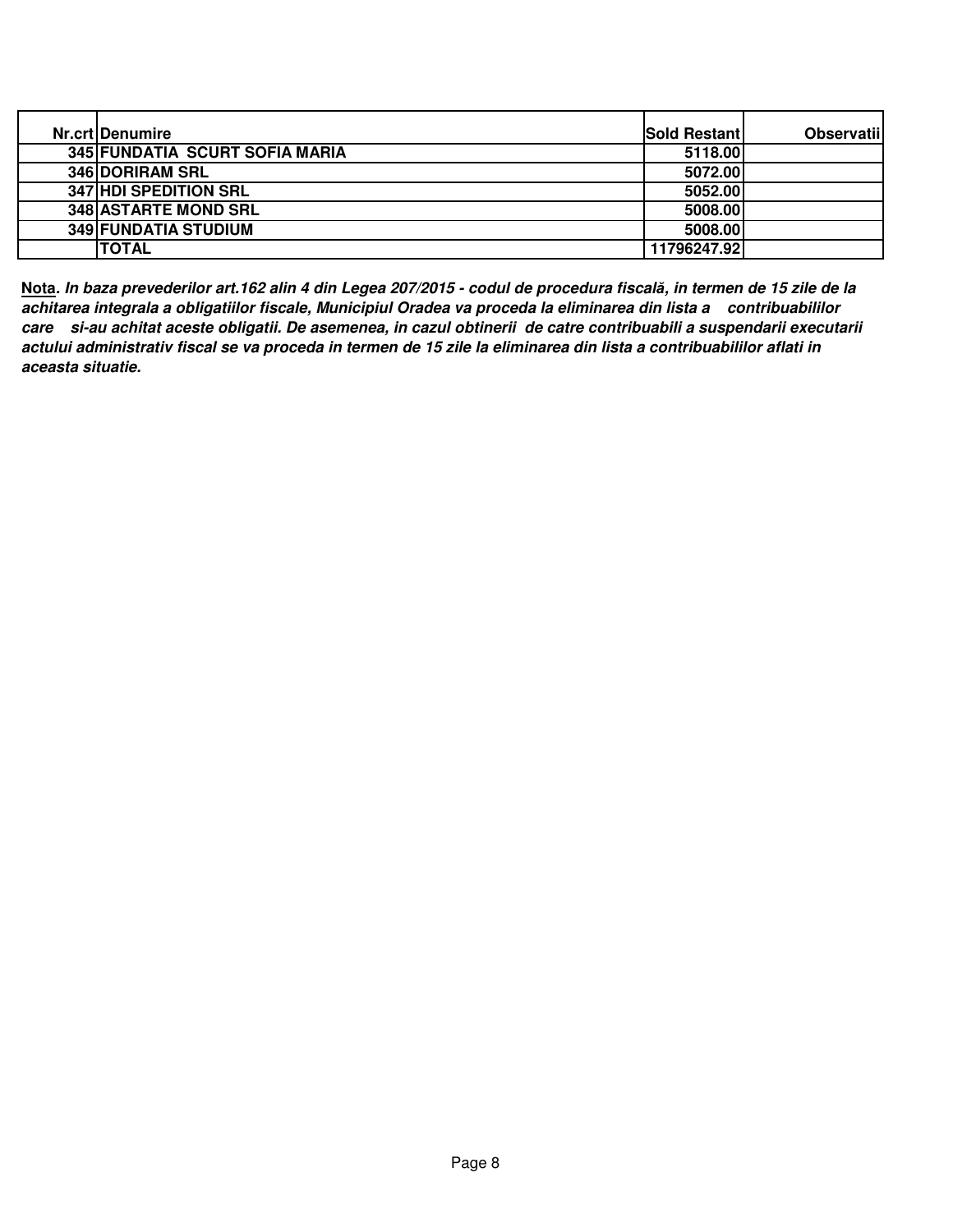| Nr.crt | Denumire | Sold Restant | Observatii |
|---|---|---|---|
| 345 | FUNDATIA SCURT SOFIA MARIA | 5118.00 | |
| 346 | DORIRAM SRL | 5072.00 | |
| 347 | HDI SPEDITION SRL | 5052.00 | |
| 348 | ASTARTE MOND SRL | 5008.00 | |
| 349 | FUNDATIA STUDIUM | 5008.00 | |
| | TOTAL | 11796247.92 | |

**Nota**. ***In baza prevederilor art.162 alin 4 din Legea 207/2015 - codul de procedura fiscală, in termen de 15 zile de la achitarea integrala a obligatiilor fiscale, Municipiul Oradea va proceda la eliminarea din lista a contribuabililor care si-au achitat aceste obligatii. De asemenea, in cazul obtinerii de catre contribuabili a suspendarii executarii actului administrativ fiscal se va proceda in termen de 15 zile la eliminarea din lista a contribuabililor aflati in aceasta situatie.***